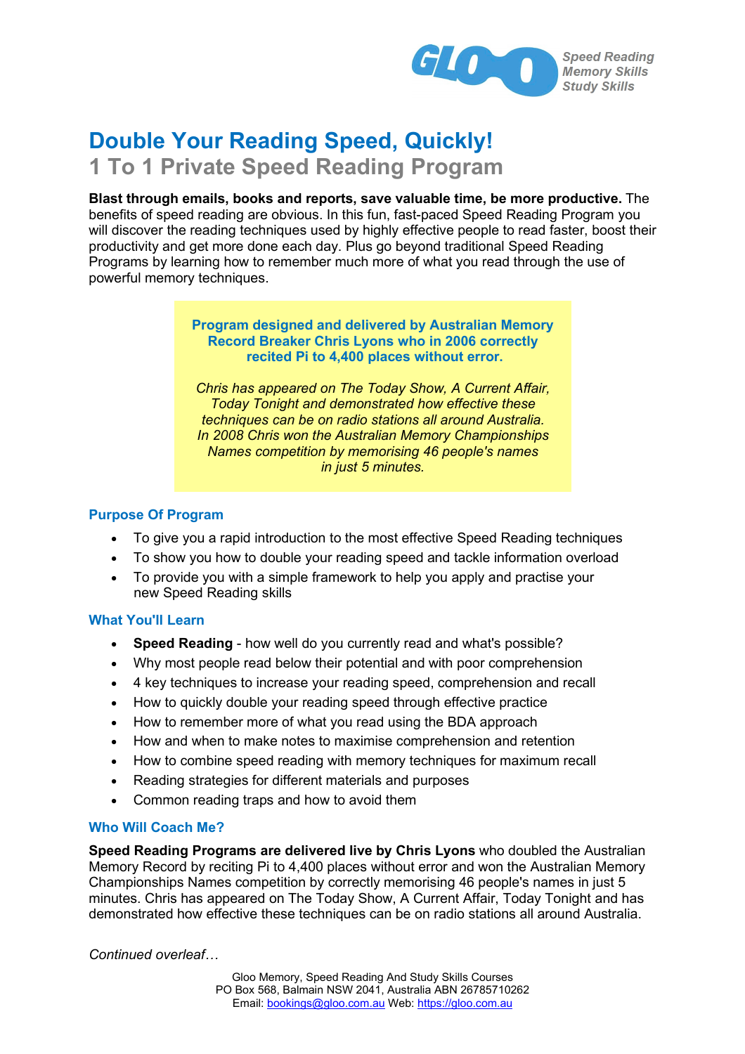Speed Reading
Memory Skills
Study Skills

# Double Your Reading Speed, Quickly!

## 1 To 1 Private Speed Reading Program

**Blast through emails, books and reports, save valuable time, be more productive.** The benefits of speed reading are obvious. In this fun, fast-paced Speed Reading Program you will discover the reading techniques used by highly effective people to read faster, boost their productivity and get more done each day. Plus go beyond traditional Speed Reading Programs by learning how to remember much more of what you read through the use of powerful memory techniques.

> **Program designed and delivered by Australian Memory Record Breaker Chris Lyons who in 2006 correctly recited Pi to 4,400 places without error.**
>
> *Chris has appeared on The Today Show, A Current Affair, Today Tonight and demonstrated how effective these techniques can be on radio stations all around Australia. In 2008 Chris won the Australian Memory Championships Names competition by memorising 46 people's names in just 5 minutes.*

### Purpose Of Program

- To give you a rapid introduction to the most effective Speed Reading techniques
- To show you how to double your reading speed and tackle information overload
- To provide you with a simple framework to help you apply and practise your new Speed Reading skills

### What You'll Learn

- **Speed Reading** - how well do you currently read and what's possible?
- Why most people read below their potential and with poor comprehension
- 4 key techniques to increase your reading speed, comprehension and recall
- How to quickly double your reading speed through effective practice
- How to remember more of what you read using the BDA approach
- How and when to make notes to maximise comprehension and retention
- How to combine speed reading with memory techniques for maximum recall
- Reading strategies for different materials and purposes
- Common reading traps and how to avoid them

### Who Will Coach Me?

**Speed Reading Programs are delivered live by Chris Lyons** who doubled the Australian Memory Record by reciting Pi to 4,400 places without error and won the Australian Memory Championships Names competition by correctly memorising 46 people's names in just 5 minutes. Chris has appeared on The Today Show, A Current Affair, Today Tonight and has demonstrated how effective these techniques can be on radio stations all around Australia.

*Continued overleaf…*

Gloo Memory, Speed Reading And Study Skills Courses
PO Box 568, Balmain NSW 2041, Australia ABN 26785710262
Email: bookings@gloo.com.au Web: https://gloo.com.au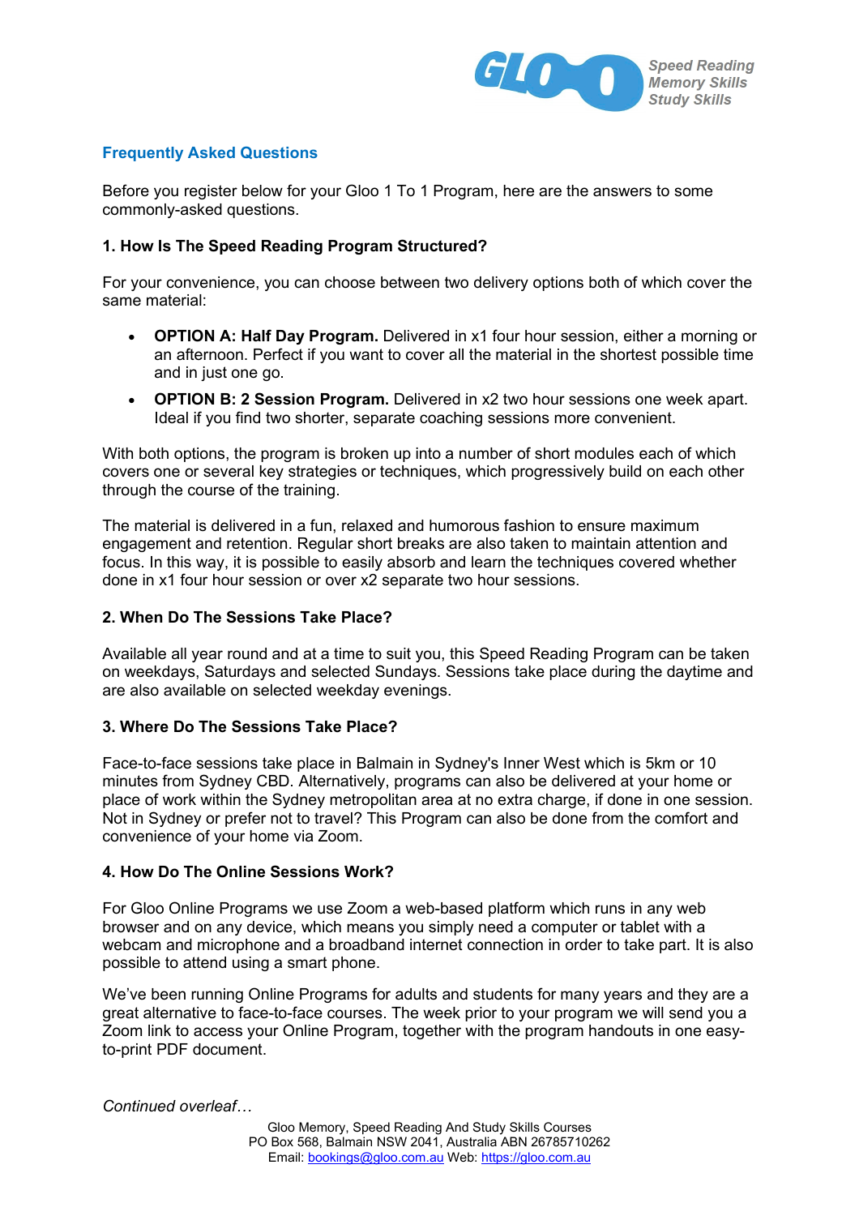## Frequently Asked Questions

Before you register below for your Gloo 1 To 1 Program, here are the answers to some commonly-asked questions.

### 1. How Is The Speed Reading Program Structured?

For your convenience, you can choose between two delivery options both of which cover the same material:

- **OPTION A: Half Day Program.** Delivered in x1 four hour session, either a morning or an afternoon. Perfect if you want to cover all the material in the shortest possible time and in just one go.
- **OPTION B: 2 Session Program.** Delivered in x2 two hour sessions one week apart. Ideal if you find two shorter, separate coaching sessions more convenient.

With both options, the program is broken up into a number of short modules each of which covers one or several key strategies or techniques, which progressively build on each other through the course of the training.

The material is delivered in a fun, relaxed and humorous fashion to ensure maximum engagement and retention. Regular short breaks are also taken to maintain attention and focus. In this way, it is possible to easily absorb and learn the techniques covered whether done in x1 four hour session or over x2 separate two hour sessions.

### 2. When Do The Sessions Take Place?

Available all year round and at a time to suit you, this Speed Reading Program can be taken on weekdays, Saturdays and selected Sundays. Sessions take place during the daytime and are also available on selected weekday evenings.

### 3. Where Do The Sessions Take Place?

Face-to-face sessions take place in Balmain in Sydney's Inner West which is 5km or 10 minutes from Sydney CBD. Alternatively, programs can also be delivered at your home or place of work within the Sydney metropolitan area at no extra charge, if done in one session. Not in Sydney or prefer not to travel? This Program can also be done from the comfort and convenience of your home via Zoom.

### 4. How Do The Online Sessions Work?

For Gloo Online Programs we use Zoom a web-based platform which runs in any web browser and on any device, which means you simply need a computer or tablet with a webcam and microphone and a broadband internet connection in order to take part. It is also possible to attend using a smart phone.

We've been running Online Programs for adults and students for many years and they are a great alternative to face-to-face courses. The week prior to your program we will send you a Zoom link to access your Online Program, together with the program handouts in one easy-to-print PDF document.

*Continued overleaf…*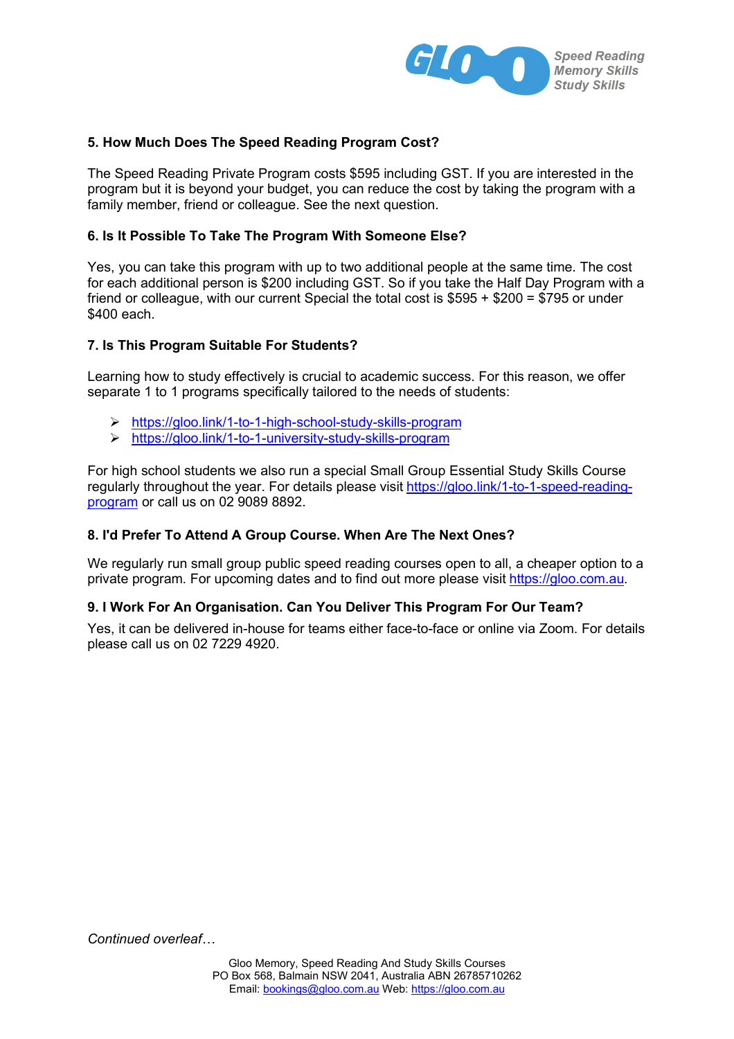### 5. How Much Does The Speed Reading Program Cost?

The Speed Reading Private Program costs $595 including GST. If you are interested in the program but it is beyond your budget, you can reduce the cost by taking the program with a family member, friend or colleague. See the next question.

### 6. Is It Possible To Take The Program With Someone Else?

Yes, you can take this program with up to two additional people at the same time. The cost for each additional person is $200 including GST. So if you take the Half Day Program with a friend or colleague, with our current Special the total cost is $595 + $200 = $795 or under $400 each.

### 7. Is This Program Suitable For Students?

Learning how to study effectively is crucial to academic success. For this reason, we offer separate 1 to 1 programs specifically tailored to the needs of students:

- https://gloo.link/1-to-1-high-school-study-skills-program
- https://gloo.link/1-to-1-university-study-skills-program

For high school students we also run a special Small Group Essential Study Skills Course regularly throughout the year. For details please visit https://gloo.link/1-to-1-speed-reading-program or call us on 02 9089 8892.

### 8. I'd Prefer To Attend A Group Course. When Are The Next Ones?

We regularly run small group public speed reading courses open to all, a cheaper option to a private program. For upcoming dates and to find out more please visit https://gloo.com.au.

### 9. I Work For An Organisation. Can You Deliver This Program For Our Team?

Yes, it can be delivered in-house for teams either face-to-face or online via Zoom. For details please call us on 02 7229 4920.

*Continued overleaf…*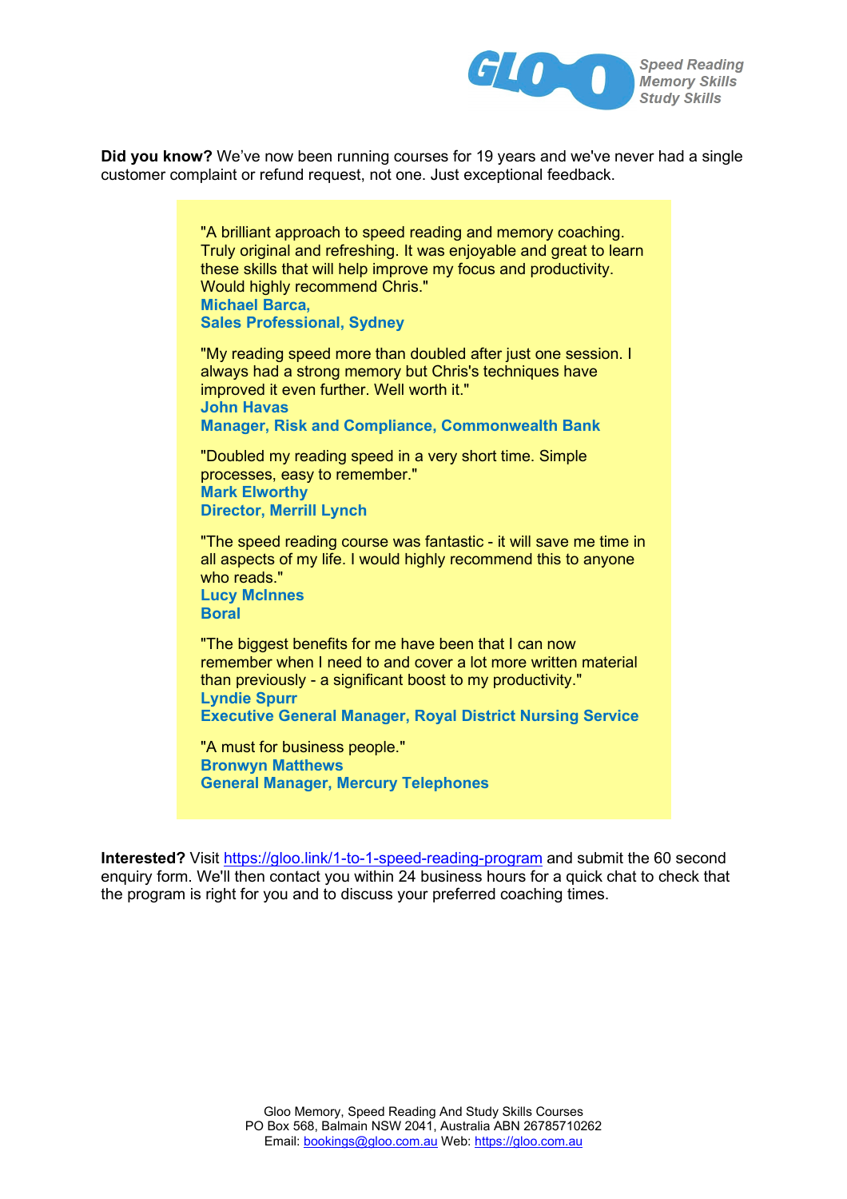**Did you know?** We've now been running courses for 19 years and we've never had a single customer complaint or refund request, not one. Just exceptional feedback.

"A brilliant approach to speed reading and memory coaching. Truly original and refreshing. It was enjoyable and great to learn these skills that will help improve my focus and productivity. Would highly recommend Chris."
**Michael Barca,**
**Sales Professional, Sydney**

"My reading speed more than doubled after just one session. I always had a strong memory but Chris's techniques have improved it even further. Well worth it."
**John Havas**
**Manager, Risk and Compliance, Commonwealth Bank**

"Doubled my reading speed in a very short time. Simple processes, easy to remember."
**Mark Elworthy**
**Director, Merrill Lynch**

"The speed reading course was fantastic - it will save me time in all aspects of my life. I would highly recommend this to anyone who reads."
**Lucy McInnes**
**Boral**

"The biggest benefits for me have been that I can now remember when I need to and cover a lot more written material than previously - a significant boost to my productivity."
**Lyndie Spurr**
**Executive General Manager, Royal District Nursing Service**

"A must for business people."
**Bronwyn Matthews**
**General Manager, Mercury Telephones**

**Interested?** Visit https://gloo.link/1-to-1-speed-reading-program and submit the 60 second enquiry form. We'll then contact you within 24 business hours for a quick chat to check that the program is right for you and to discuss your preferred coaching times.